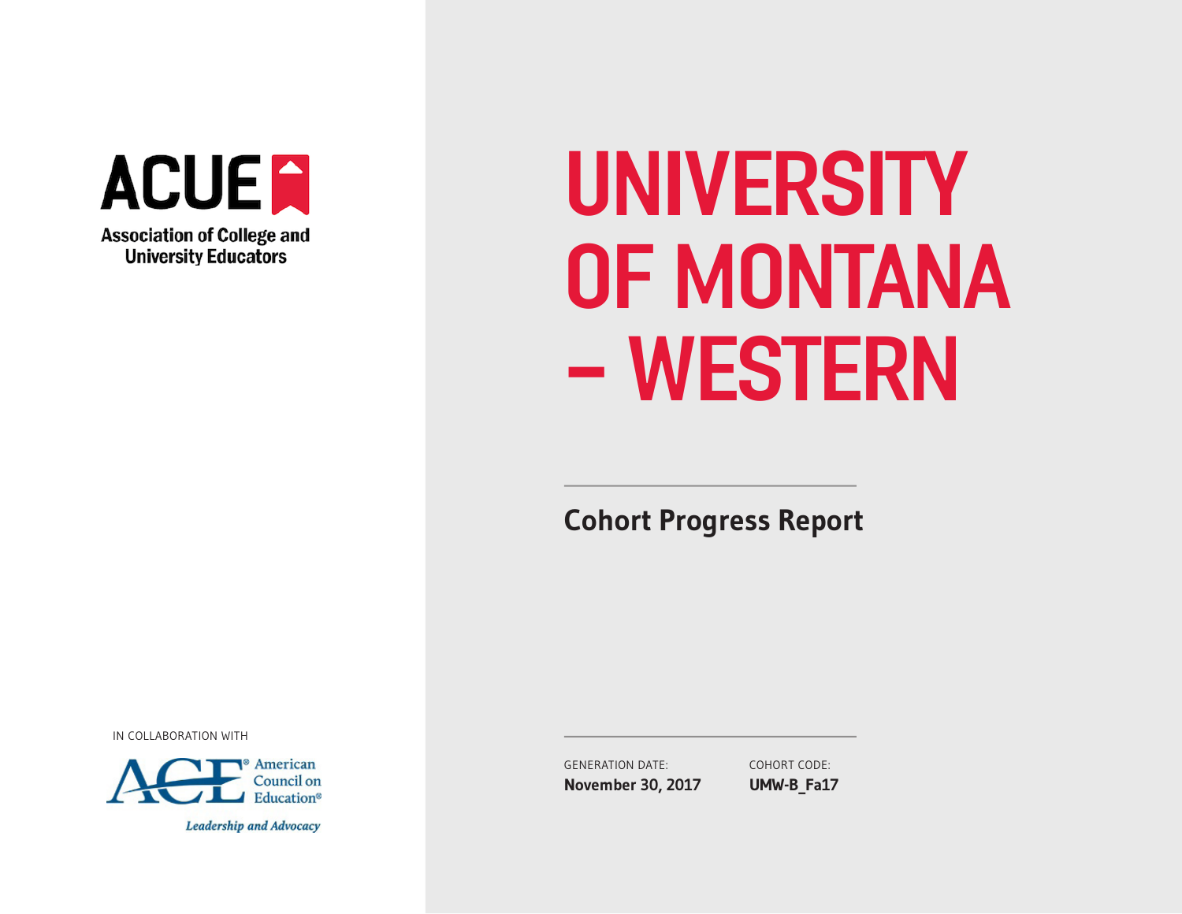**ACUE**

Association of College and University Educators

# UNIVERSITY OF MONTANA – WESTERN

## Cohort Progress Report

IN COLLABORATION WITH

ACE® American Council on Education®

*Leadership and Advocacy*

GENERATION DATE:
**November 30, 2017**

COHORT CODE:
**UMW-B_Fa17**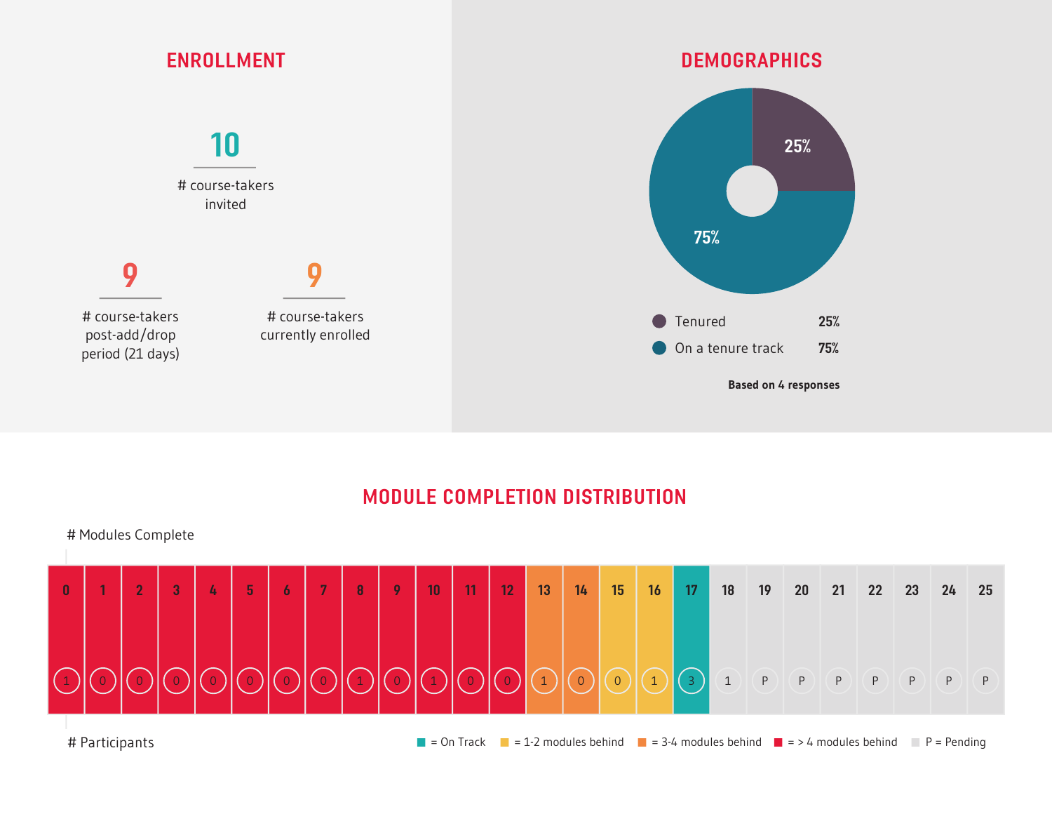## ENROLLMENT

**10**
\# course-takers invited

**9**
\# course-takers post-add/drop period (21 days)

**9**
\# course-takers currently enrolled

## DEMOGRAPHICS

| | |
|---|---|
| Tenured | 25% |
| On a tenure track | 75% |

**Based on 4 responses**

## MODULE COMPLETION DISTRIBUTION

| # Modules Complete | 0 | 1 | 2 | 3 | 4 | 5 | 6 | 7 | 8 | 9 | 10 | 11 | 12 | 13 | 14 | 15 | 16 | 17 | 18 | 19 | 20 | 21 | 22 | 23 | 24 | 25 |
|---|---|---|---|---|---|---|---|---|---|---|---|---|---|---|---|---|---|---|---|---|---|---|---|---|---|---|
| # Participants | 1 | 0 | 0 | 0 | 0 | 0 | 0 | 0 | 1 | 0 | 1 | 0 | 0 | 1 | 0 | 0 | 1 | 3 | 1 | P | P | P | P | P | P | P |

= On Track  = 1-2 modules behind  = 3-4 modules behind  = > 4 modules behind  P = Pending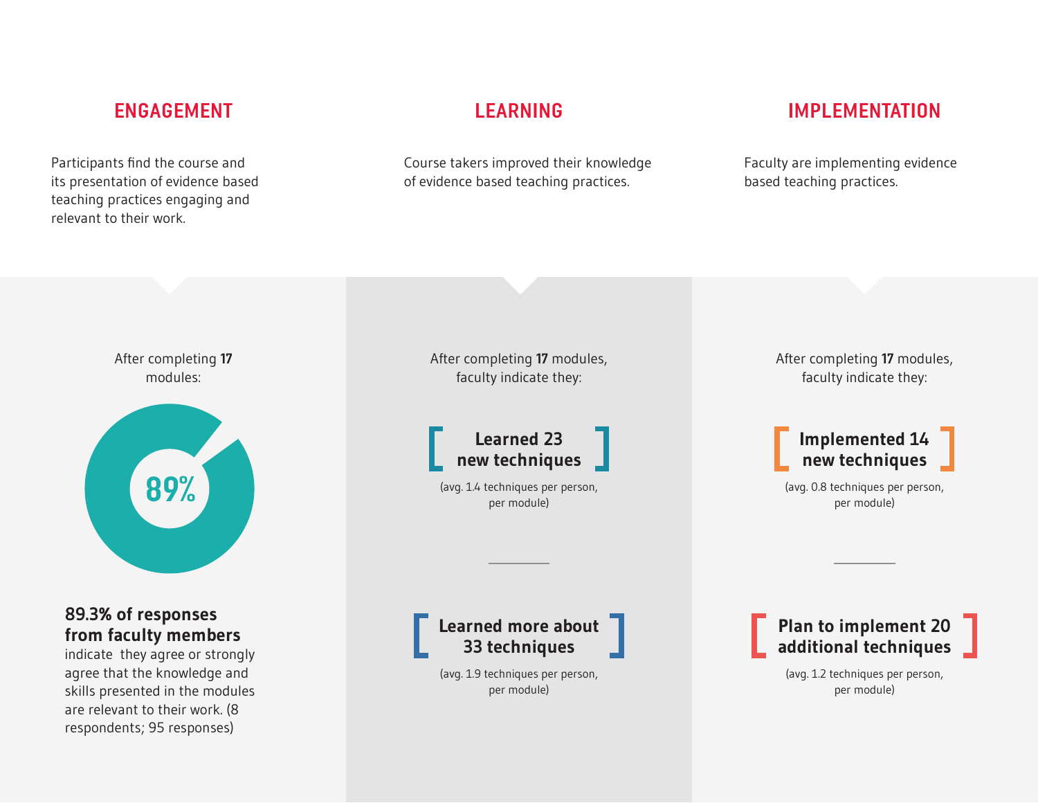## ENGAGEMENT

Participants find the course and its presentation of evidence based teaching practices engaging and relevant to their work.

After completing **17** modules:

89%

**89.3% of responses from faculty members** indicate they agree or strongly agree that the knowledge and skills presented in the modules are relevant to their work. (8 respondents; 95 responses)

## LEARNING

Course takers improved their knowledge of evidence based teaching practices.

After completing **17** modules, faculty indicate they:

**[ Learned 23 new techniques ]**

(avg. 1.4 techniques per person, per module)

**[ Learned more about 33 techniques ]**

(avg. 1.9 techniques per person, per module)

## IMPLEMENTATION

Faculty are implementing evidence based teaching practices.

After completing **17** modules, faculty indicate they:

**[ Implemented 14 new techniques ]**

(avg. 0.8 techniques per person, per module)

**[ Plan to implement 20 additional techniques ]**

(avg. 1.2 techniques per person, per module)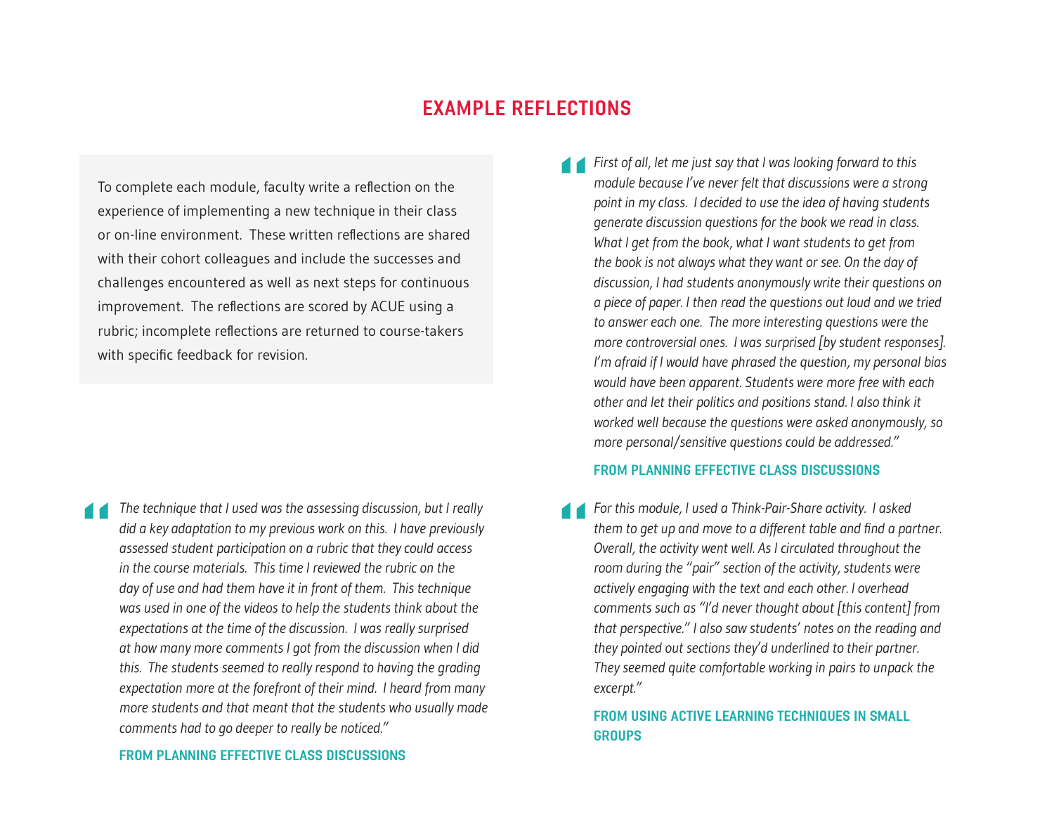## EXAMPLE REFLECTIONS

To complete each module, faculty write a reflection on the experience of implementing a new technique in their class or on-line environment. These written reflections are shared with their cohort colleagues and include the successes and challenges encountered as well as next steps for continuous improvement. The reflections are scored by ACUE using a rubric; incomplete reflections are returned to course-takers with specific feedback for revision.

> *The technique that I used was the assessing discussion, but I really did a key adaptation to my previous work on this. I have previously assessed student participation on a rubric that they could access in the course materials. This time I reviewed the rubric on the day of use and had them have it in front of them. This technique was used in one of the videos to help the students think about the expectations at the time of the discussion. I was really surprised at how many more comments I got from the discussion when I did this. The students seemed to really respond to having the grading expectation more at the forefront of their mind. I heard from many more students and that meant that the students who usually made comments had to go deeper to really be noticed."*

**FROM PLANNING EFFECTIVE CLASS DISCUSSIONS**

> *First of all, let me just say that I was looking forward to this module because I've never felt that discussions were a strong point in my class. I decided to use the idea of having students generate discussion questions for the book we read in class. What I get from the book, what I want students to get from the book is not always what they want or see. On the day of discussion, I had students anonymously write their questions on a piece of paper. I then read the questions out loud and we tried to answer each one. The more interesting questions were the more controversial ones. I was surprised [by student responses]. I'm afraid if I would have phrased the question, my personal bias would have been apparent. Students were more free with each other and let their politics and positions stand. I also think it worked well because the questions were asked anonymously, so more personal/sensitive questions could be addressed."*

**FROM PLANNING EFFECTIVE CLASS DISCUSSIONS**

> *For this module, I used a Think-Pair-Share activity. I asked them to get up and move to a different table and find a partner. Overall, the activity went well. As I circulated throughout the room during the "pair" section of the activity, students were actively engaging with the text and each other. I overhead comments such as "I'd never thought about [this content] from that perspective." I also saw students' notes on the reading and they pointed out sections they'd underlined to their partner. They seemed quite comfortable working in pairs to unpack the excerpt."*

**FROM USING ACTIVE LEARNING TECHNIQUES IN SMALL GROUPS**